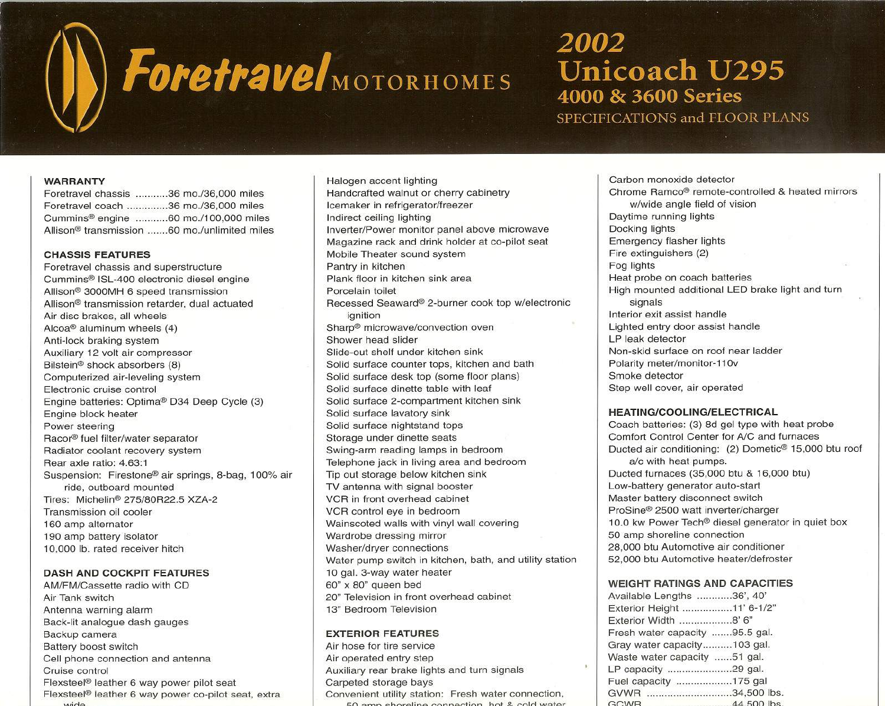# Foretravel MOTORHOMES

## 2002 Unicoach U295

### 4000 & 3600 Series

SPECIFICATIONS and FLOOR PLANS

**WARRANTY**

Foretravel chassis ...........36 mo./36,000 miles
Foretravel coach ..............36 mo./36,000 miles
Cummins® engine ...........60 mo./100,000 miles
Allison® transmission .......60 mo./unlimited miles

**CHASSIS FEATURES**

Foretravel chassis and superstructure
Cummins® ISL-400 electronic diesel engine
Allison® 3000MH 6 speed transmission
Allison® transmission retarder, dual actuated
Air disc brakes, all wheels
Alcoa® aluminum wheels (4)
Anti-lock braking system
Auxiliary 12 volt air compressor
Bilstein® shock absorbers (8)
Computerized air-leveling system
Electronic cruise control
Engine batteries: Optima® D34 Deep Cycle (3)
Engine block heater
Power steering
Racor® fuel filter/water separator
Radiator coolant recovery system
Rear axle ratio: 4.63:1
Suspension: Firestone® air springs, 8-bag, 100% air ride, outboard mounted
Tires: Michelin® 275/80R22.5 XZA-2
Transmission oil cooler
160 amp alternator
190 amp battery isolator
10,000 lb. rated receiver hitch

**DASH AND COCKPIT FEATURES**

AM/FM/Cassette radio with CD
Air Tank switch
Antenna warning alarm
Back-lit analogue dash gauges
Backup camera
Battery boost switch
Cell phone connection and antenna
Cruise control
Flexsteel® leather 6 way power pilot seat
Flexsteel® leather 6 way power co-pilot seat, extra wide

Halogen accent lighting
Handcrafted walnut or cherry cabinetry
Icemaker in refrigerator/freezer
Indirect ceiling lighting
Inverter/Power monitor panel above microwave
Magazine rack and drink holder at co-pilot seat
Mobile Theater sound system
Pantry in kitchen
Plank floor in kitchen sink area
Porcelain toilet
Recessed Seaward® 2-burner cook top w/electronic ignition
Sharp® microwave/convection oven
Shower head slider
Slide-out shelf under kitchen sink
Solid surface counter tops, kitchen and bath
Solid surface desk top (some floor plans)
Solid surface dinette table with leaf
Solid surface 2-compartment kitchen sink
Solid surface lavatory sink
Solid surface nightstand tops
Storage under dinette seats
Swing-arm reading lamps in bedroom
Telephone jack in living area and bedroom
Tip out storage below kitchen sink
TV antenna with signal booster
VCR in front overhead cabinet
VCR control eye in bedroom
Wainscoted walls with vinyl wall covering
Wardrobe dressing mirror
Washer/dryer connections
Water pump switch in kitchen, bath, and utility station
10 gal. 3-way water heater
60" x 80" queen bed
20" Television in front overhead cabinet
13" Bedroom Television

**EXTERIOR FEATURES**

Air hose for tire service
Air operated entry step
Auxiliary rear brake lights and turn signals
Carpeted storage bays
Convenient utility station: Fresh water connection, 50 amp shoreline connection, hot & cold water

Carbon monoxide detector
Chrome Ramco® remote-controlled & heated mirrors w/wide angle field of vision
Daytime running lights
Docking lights
Emergency flasher lights
Fire extinguishers (2)
Fog lights
Heat probe on coach batteries
High mounted additional LED brake light and turn signals
Interior exit assist handle
Lighted entry door assist handle
LP leak detector
Non-skid surface on roof near ladder
Polarity meter/monitor-110v
Smoke detector
Step well cover, air operated

**HEATING/COOLING/ELECTRICAL**

Coach batteries: (3) 8d gel type with heat probe
Comfort Control Center for A/C and furnaces
Ducted air conditioning: (2) Dometic® 15,000 btu roof a/c with heat pumps.
Ducted furnaces (35,000 btu & 16,000 btu)
Low-battery generator auto-start
Master battery disconnect switch
ProSine® 2500 watt inverter/charger
10.0 kw Power Tech® diesel generator in quiet box
50 amp shoreline connection
28,000 btu Automotive air conditioner
52,000 btu Automotive heater/defroster

**WEIGHT RATINGS AND CAPACITIES**

Available Lengths ............36', 40'
Exterior Height .................11' 6-1/2"
Exterior Width ..................8' 6"
Fresh water capacity .......95.5 gal.
Gray water capacity..........103 gal.
Waste water capacity ......51 gal.
LP capacity ......................29 gal.
Fuel capacity ...................175 gal
GVWR ............................34,500 lbs.
GCWR ............................44,500 lbs.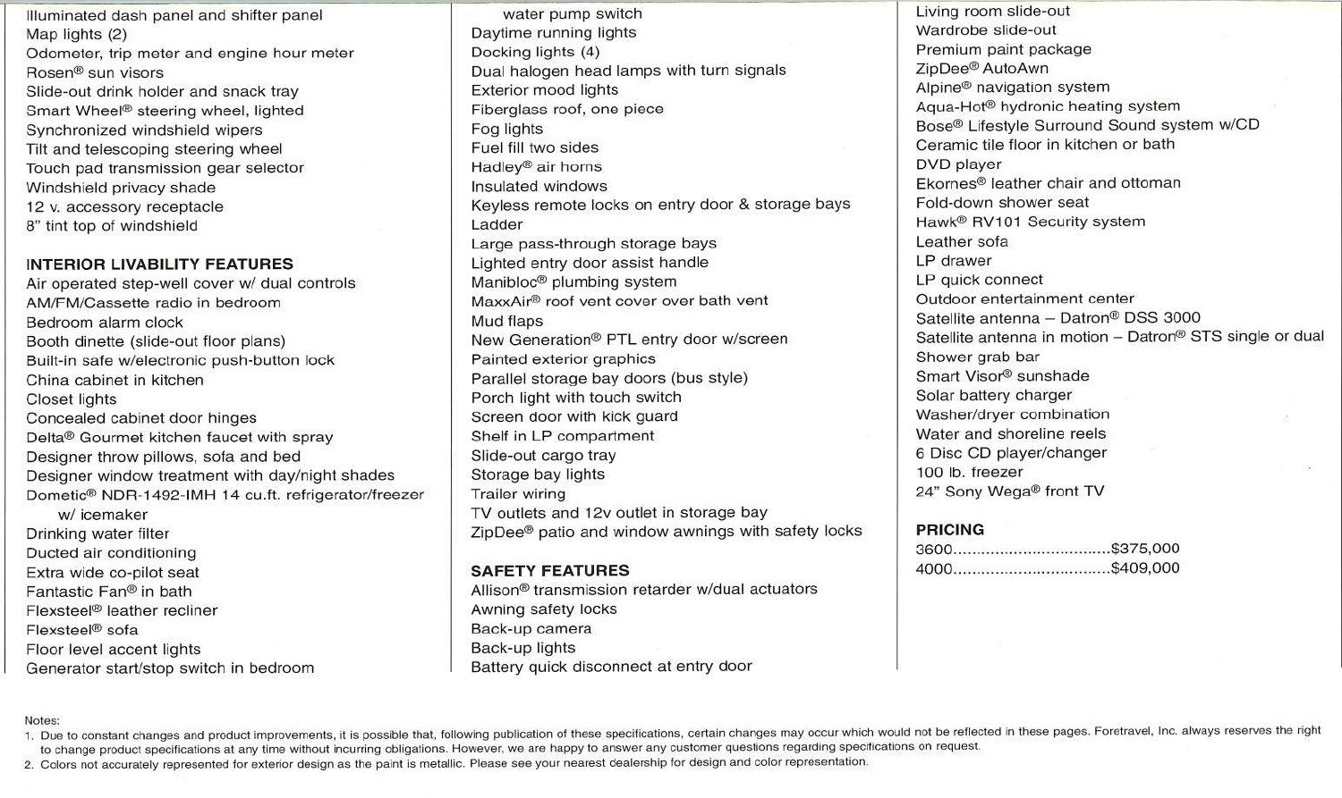Illuminated dash panel and shifter panel
Map lights (2)
Odometer, trip meter and engine hour meter
Rosen® sun visors
Slide-out drink holder and snack tray
Smart Wheel® steering wheel, lighted
Synchronized windshield wipers
Tilt and telescoping steering wheel
Touch pad transmission gear selector
Windshield privacy shade
12 v. accessory receptacle
8" tint top of windshield

**INTERIOR LIVABILITY FEATURES**

Air operated step-well cover w/ dual controls
AM/FM/Cassette radio in bedroom
Bedroom alarm clock
Booth dinette (slide-out floor plans)
Built-in safe w/electronic push-button lock
China cabinet in kitchen
Closet lights
Concealed cabinet door hinges
Delta® Gourmet kitchen faucet with spray
Designer throw pillows, sofa and bed
Designer window treatment with day/night shades
Dometic® NDR-1492-IMH 14 cu.ft. refrigerator/freezer w/ icemaker
Drinking water filter
Ducted air conditioning
Extra wide co-pilot seat
Fantastic Fan® in bath
Flexsteel® leather recliner
Flexsteel® sofa
Floor level accent lights
Generator start/stop switch in bedroom
water pump switch
Daytime running lights
Docking lights (4)
Dual halogen head lamps with turn signals
Exterior mood lights
Fiberglass roof, one piece
Fog lights
Fuel fill two sides
Hadley® air horns
Insulated windows
Keyless remote locks on entry door & storage bays
Ladder
Large pass-through storage bays
Lighted entry door assist handle
Manibloc® plumbing system
MaxxAir® roof vent cover over bath vent
Mud flaps
New Generation® PTL entry door w/screen
Painted exterior graphics
Parallel storage bay doors (bus style)
Porch light with touch switch
Screen door with kick guard
Shelf in LP compartment
Slide-out cargo tray
Storage bay lights
Trailer wiring
TV outlets and 12v outlet in storage bay
ZipDee® patio and window awnings with safety locks

**SAFETY FEATURES**

Allison® transmission retarder w/dual actuators
Awning safety locks
Back-up camera
Back-up lights
Battery quick disconnect at entry door
Living room slide-out
Wardrobe slide-out
Premium paint package
ZipDee® AutoAwn
Alpine® navigation system
Aqua-Hot® hydronic heating system
Bose® Lifestyle Surround Sound system w/CD
Ceramic tile floor in kitchen or bath
DVD player
Ekornes® leather chair and ottoman
Fold-down shower seat
Hawk® RV101 Security system
Leather sofa
LP drawer
LP quick connect
Outdoor entertainment center
Satellite antenna – Datron® DSS 3000
Satellite antenna in motion – Datron® STS single or dual
Shower grab bar
Smart Visor® sunshade
Solar battery charger
Washer/dryer combination
Water and shoreline reels
6 Disc CD player/changer
100 lb. freezer
24" Sony Wega® front TV

**PRICING**

3600.................................$375,000
4000.................................$409,000

Notes:

1. Due to constant changes and product improvements, it is possible that, following publication of these specifications, certain changes may occur which would not be reflected in these pages. Foretravel, Inc. always reserves the right to change product specifications at any time without incurring obligations. However, we are happy to answer any customer questions regarding specifications on request.
2. Colors not accurately represented for exterior design as the paint is metallic. Please see your nearest dealership for design and color representation.